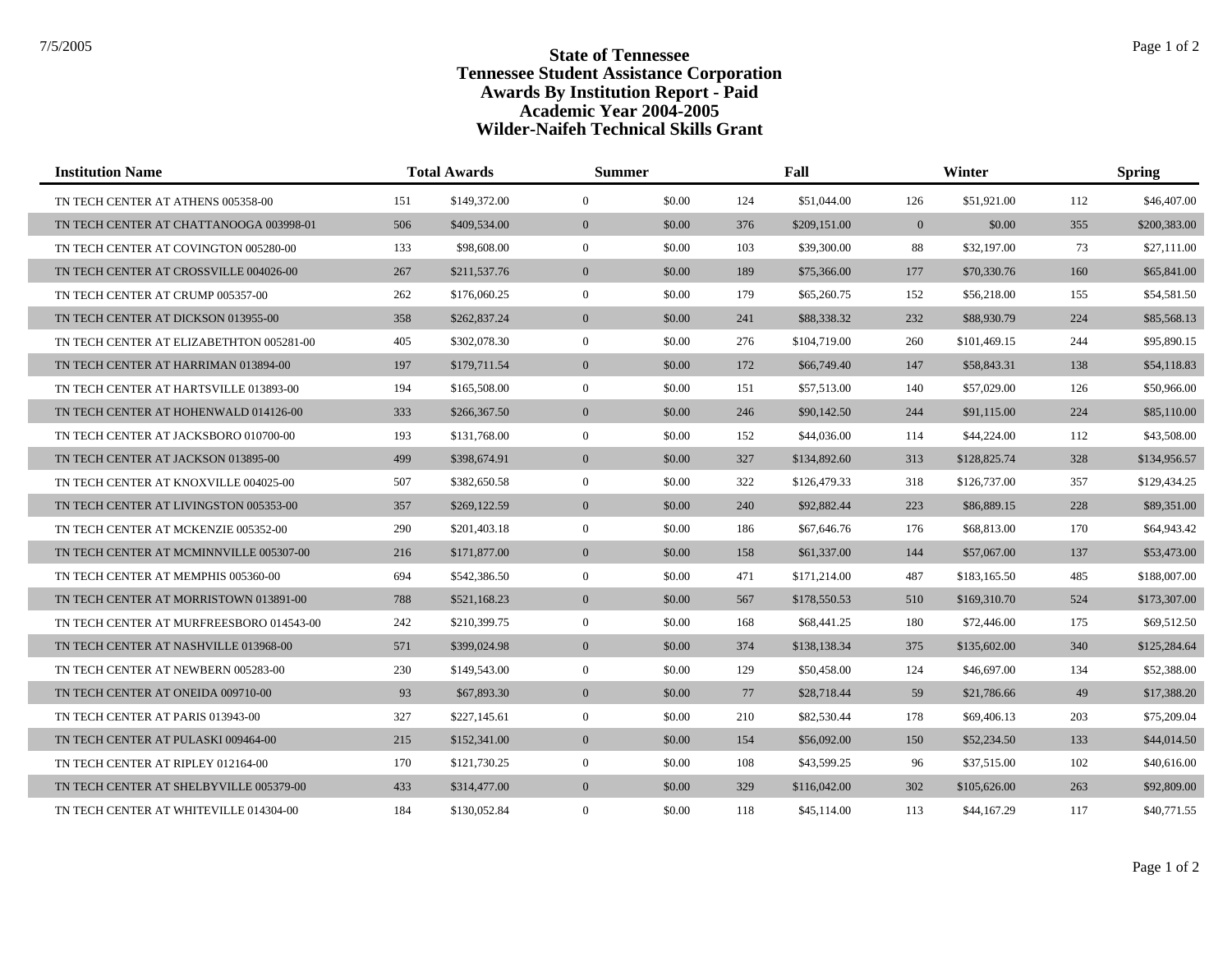# State of Tennessee
## Tennessee Student Assistance Corporation
## Awards By Institution Report - Paid
## Academic Year 2004-2005
## Wilder-Naifeh Technical Skills Grant

| Institution Name | Total Awards | | Summer | | Fall | | Winter | | Spring | |
|---|---|---|---|---|---|---|---|---|---|---|
| TN TECH CENTER AT ATHENS 005358-00 | 151 | $149,372.00 | 0 | $0.00 | 124 | $51,044.00 | 126 | $51,921.00 | 112 | $46,407.00 |
| TN TECH CENTER AT CHATTANOOGA 003998-01 | 506 | $409,534.00 | 0 | $0.00 | 376 | $209,151.00 | 0 | $0.00 | 355 | $200,383.00 |
| TN TECH CENTER AT COVINGTON 005280-00 | 133 | $98,608.00 | 0 | $0.00 | 103 | $39,300.00 | 88 | $32,197.00 | 73 | $27,111.00 |
| TN TECH CENTER AT CROSSVILLE 004026-00 | 267 | $211,537.76 | 0 | $0.00 | 189 | $75,366.00 | 177 | $70,330.76 | 160 | $65,841.00 |
| TN TECH CENTER AT CRUMP 005357-00 | 262 | $176,060.25 | 0 | $0.00 | 179 | $65,260.75 | 152 | $56,218.00 | 155 | $54,581.50 |
| TN TECH CENTER AT DICKSON 013955-00 | 358 | $262,837.24 | 0 | $0.00 | 241 | $88,338.32 | 232 | $88,930.79 | 224 | $85,568.13 |
| TN TECH CENTER AT ELIZABETHTON 005281-00 | 405 | $302,078.30 | 0 | $0.00 | 276 | $104,719.00 | 260 | $101,469.15 | 244 | $95,890.15 |
| TN TECH CENTER AT HARRIMAN 013894-00 | 197 | $179,711.54 | 0 | $0.00 | 172 | $66,749.40 | 147 | $58,843.31 | 138 | $54,118.83 |
| TN TECH CENTER AT HARTSVILLE 013893-00 | 194 | $165,508.00 | 0 | $0.00 | 151 | $57,513.00 | 140 | $57,029.00 | 126 | $50,966.00 |
| TN TECH CENTER AT HOHENWALD 014126-00 | 333 | $266,367.50 | 0 | $0.00 | 246 | $90,142.50 | 244 | $91,115.00 | 224 | $85,110.00 |
| TN TECH CENTER AT JACKSBORO 010700-00 | 193 | $131,768.00 | 0 | $0.00 | 152 | $44,036.00 | 114 | $44,224.00 | 112 | $43,508.00 |
| TN TECH CENTER AT JACKSON 013895-00 | 499 | $398,674.91 | 0 | $0.00 | 327 | $134,892.60 | 313 | $128,825.74 | 328 | $134,956.57 |
| TN TECH CENTER AT KNOXVILLE 004025-00 | 507 | $382,650.58 | 0 | $0.00 | 322 | $126,479.33 | 318 | $126,737.00 | 357 | $129,434.25 |
| TN TECH CENTER AT LIVINGSTON 005353-00 | 357 | $269,122.59 | 0 | $0.00 | 240 | $92,882.44 | 223 | $86,889.15 | 228 | $89,351.00 |
| TN TECH CENTER AT MCKENZIE 005352-00 | 290 | $201,403.18 | 0 | $0.00 | 186 | $67,646.76 | 176 | $68,813.00 | 170 | $64,943.42 |
| TN TECH CENTER AT MCMINNVILLE 005307-00 | 216 | $171,877.00 | 0 | $0.00 | 158 | $61,337.00 | 144 | $57,067.00 | 137 | $53,473.00 |
| TN TECH CENTER AT MEMPHIS 005360-00 | 694 | $542,386.50 | 0 | $0.00 | 471 | $171,214.00 | 487 | $183,165.50 | 485 | $188,007.00 |
| TN TECH CENTER AT MORRISTOWN 013891-00 | 788 | $521,168.23 | 0 | $0.00 | 567 | $178,550.53 | 510 | $169,310.70 | 524 | $173,307.00 |
| TN TECH CENTER AT MURFREESBORO 014543-00 | 242 | $210,399.75 | 0 | $0.00 | 168 | $68,441.25 | 180 | $72,446.00 | 175 | $69,512.50 |
| TN TECH CENTER AT NASHVILLE 013968-00 | 571 | $399,024.98 | 0 | $0.00 | 374 | $138,138.34 | 375 | $135,602.00 | 340 | $125,284.64 |
| TN TECH CENTER AT NEWBERN 005283-00 | 230 | $149,543.00 | 0 | $0.00 | 129 | $50,458.00 | 124 | $46,697.00 | 134 | $52,388.00 |
| TN TECH CENTER AT ONEIDA 009710-00 | 93 | $67,893.30 | 0 | $0.00 | 77 | $28,718.44 | 59 | $21,786.66 | 49 | $17,388.20 |
| TN TECH CENTER AT PARIS 013943-00 | 327 | $227,145.61 | 0 | $0.00 | 210 | $82,530.44 | 178 | $69,406.13 | 203 | $75,209.04 |
| TN TECH CENTER AT PULASKI 009464-00 | 215 | $152,341.00 | 0 | $0.00 | 154 | $56,092.00 | 150 | $52,234.50 | 133 | $44,014.50 |
| TN TECH CENTER AT RIPLEY 012164-00 | 170 | $121,730.25 | 0 | $0.00 | 108 | $43,599.25 | 96 | $37,515.00 | 102 | $40,616.00 |
| TN TECH CENTER AT SHELBYVILLE 005379-00 | 433 | $314,477.00 | 0 | $0.00 | 329 | $116,042.00 | 302 | $105,626.00 | 263 | $92,809.00 |
| TN TECH CENTER AT WHITEVILLE 014304-00 | 184 | $130,052.84 | 0 | $0.00 | 118 | $45,114.00 | 113 | $44,167.29 | 117 | $40,771.55 |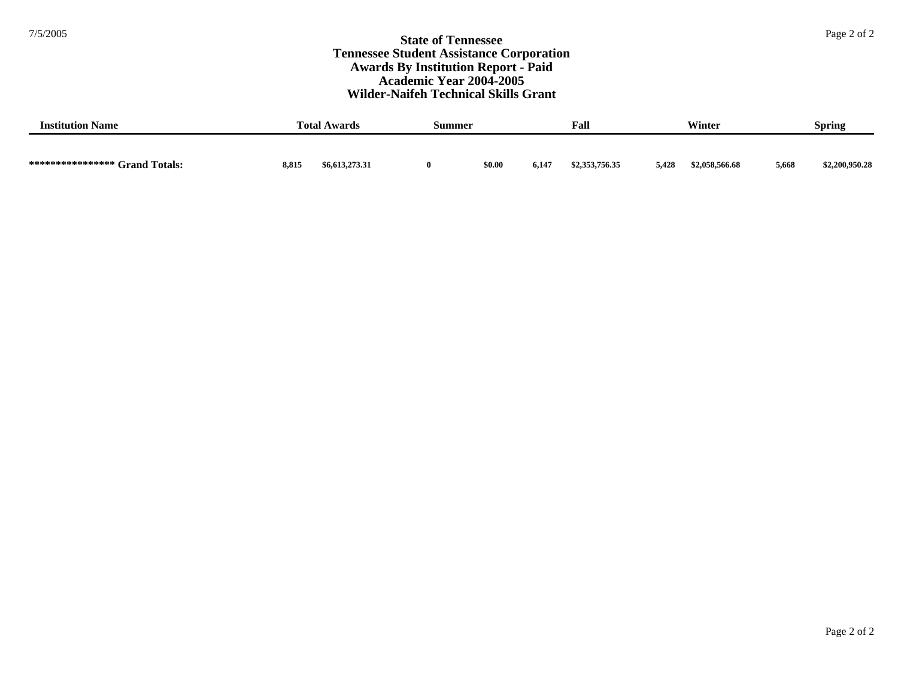# State of Tennessee
## Tennessee Student Assistance Corporation
## Awards By Institution Report - Paid
## Academic Year 2004-2005
## Wilder-Naifeh Technical Skills Grant

| Institution Name | Total Awards | | Summer | | Fall | | Winter | | Spring | |
|---|---|---|---|---|---|---|---|---|---|---|
| **************** Grand Totals: | 8,815 | $6,613,273.31 | 0 | $0.00 | 6,147 | $2,353,756.35 | 5,428 | $2,058,566.68 | 5,668 | $2,200,950.28 |